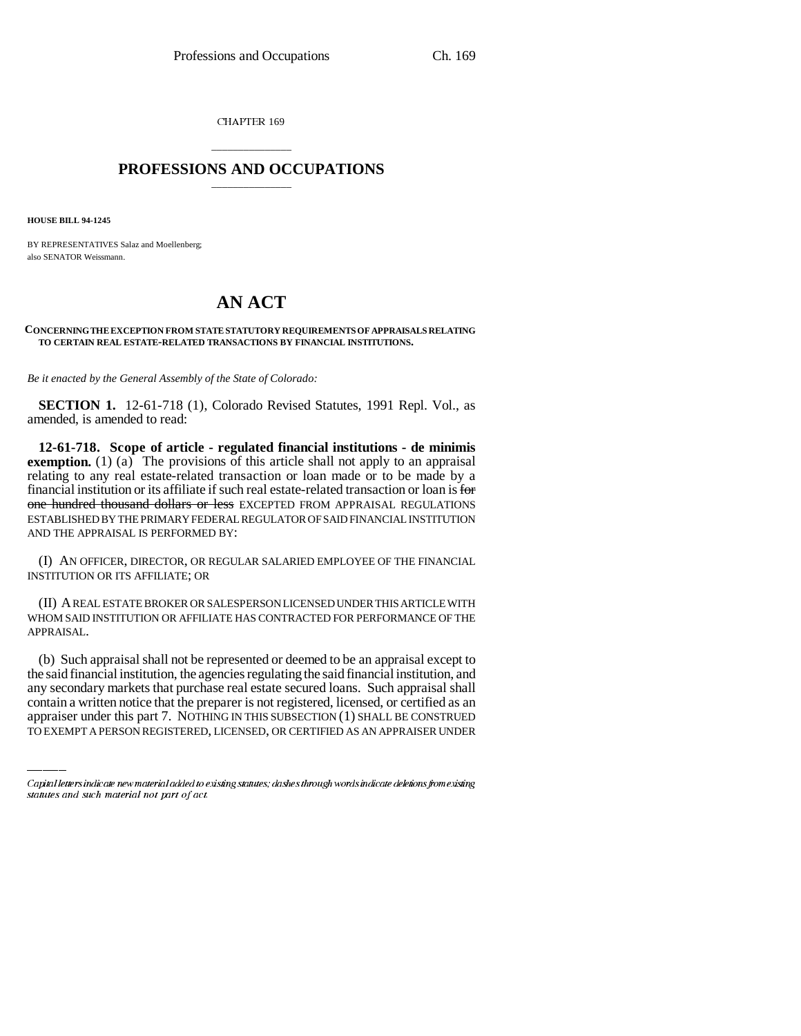CHAPTER 169

# PROFESSIONS AND OCCUPATIONS

**HOUSE BILL 94-1245**

BY REPRESENTATIVES Salaz and Moellenberg;
also SENATOR Weissmann.

# AN ACT

**CONCERNING THE EXCEPTION FROM STATE STATUTORY REQUIREMENTS OF APPRAISALS RELATING TO CERTAIN REAL ESTATE-RELATED TRANSACTIONS BY FINANCIAL INSTITUTIONS.**

*Be it enacted by the General Assembly of the State of Colorado:*

**SECTION 1.** 12-61-718 (1), Colorado Revised Statutes, 1991 Repl. Vol., as amended, is amended to read:

**12-61-718. Scope of article - regulated financial institutions - de minimis exemption.** (1) (a) The provisions of this article shall not apply to an appraisal relating to any real estate-related transaction or loan made or to be made by a financial institution or its affiliate if such real estate-related transaction or loan is ~~for one hundred thousand dollars or less~~ EXCEPTED FROM APPRAISAL REGULATIONS ESTABLISHED BY THE PRIMARY FEDERAL REGULATOR OF SAID FINANCIAL INSTITUTION AND THE APPRAISAL IS PERFORMED BY:

(I) AN OFFICER, DIRECTOR, OR REGULAR SALARIED EMPLOYEE OF THE FINANCIAL INSTITUTION OR ITS AFFILIATE; OR

(II) A REAL ESTATE BROKER OR SALESPERSON LICENSED UNDER THIS ARTICLE WITH WHOM SAID INSTITUTION OR AFFILIATE HAS CONTRACTED FOR PERFORMANCE OF THE APPRAISAL.

(b) Such appraisal shall not be represented or deemed to be an appraisal except to the said financial institution, the agencies regulating the said financial institution, and any secondary markets that purchase real estate secured loans. Such appraisal shall contain a written notice that the preparer is not registered, licensed, or certified as an appraiser under this part 7. NOTHING IN THIS SUBSECTION (1) SHALL BE CONSTRUED TO EXEMPT A PERSON REGISTERED, LICENSED, OR CERTIFIED AS AN APPRAISER UNDER

Capital letters indicate new material added to existing statutes; dashes through words indicate deletions from existing statutes and such material not part of act.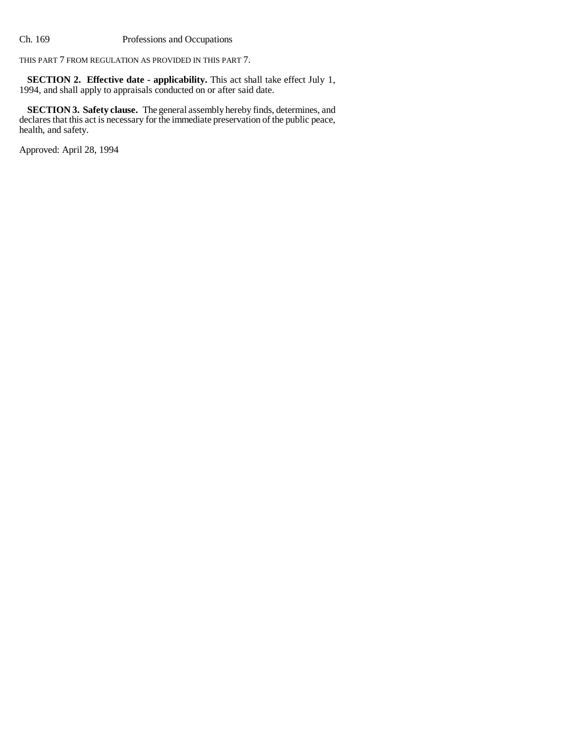THIS PART 7 FROM REGULATION AS PROVIDED IN THIS PART 7.

**SECTION 2. Effective date - applicability.** This act shall take effect July 1, 1994, and shall apply to appraisals conducted on or after said date.

**SECTION 3. Safety clause.** The general assembly hereby finds, determines, and declares that this act is necessary for the immediate preservation of the public peace, health, and safety.

Approved: April 28, 1994